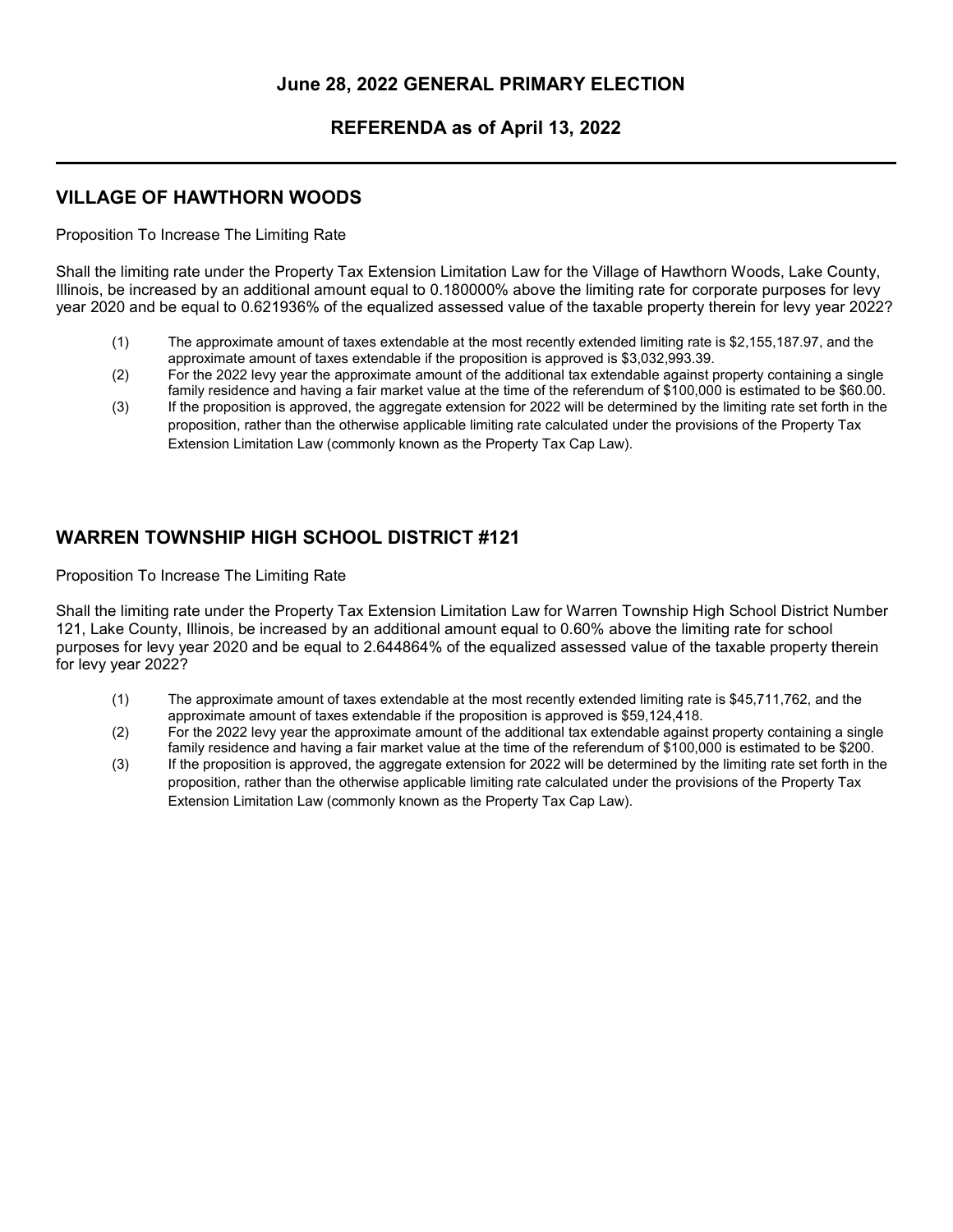# June 28, 2022 GENERAL PRIMARY ELECTION

# REFERENDA as of April 13, 2022

---

## VILLAGE OF HAWTHORN WOODS

Proposition To Increase The Limiting Rate

Shall the limiting rate under the Property Tax Extension Limitation Law for the Village of Hawthorn Woods, Lake County, Illinois, be increased by an additional amount equal to 0.180000% above the limiting rate for corporate purposes for levy year 2020 and be equal to 0.621936% of the equalized assessed value of the taxable property therein for levy year 2022?

(1) The approximate amount of taxes extendable at the most recently extended limiting rate is $2,155,187.97, and the approximate amount of taxes extendable if the proposition is approved is $3,032,993.39.

(2) For the 2022 levy year the approximate amount of the additional tax extendable against property containing a single family residence and having a fair market value at the time of the referendum of $100,000 is estimated to be $60.00.

(3) If the proposition is approved, the aggregate extension for 2022 will be determined by the limiting rate set forth in the proposition, rather than the otherwise applicable limiting rate calculated under the provisions of the Property Tax Extension Limitation Law (commonly known as the Property Tax Cap Law).

## WARREN TOWNSHIP HIGH SCHOOL DISTRICT #121

Proposition To Increase The Limiting Rate

Shall the limiting rate under the Property Tax Extension Limitation Law for Warren Township High School District Number 121, Lake County, Illinois, be increased by an additional amount equal to 0.60% above the limiting rate for school purposes for levy year 2020 and be equal to 2.644864% of the equalized assessed value of the taxable property therein for levy year 2022?

(1) The approximate amount of taxes extendable at the most recently extended limiting rate is $45,711,762, and the approximate amount of taxes extendable if the proposition is approved is $59,124,418.

(2) For the 2022 levy year the approximate amount of the additional tax extendable against property containing a single family residence and having a fair market value at the time of the referendum of $100,000 is estimated to be $200.

(3) If the proposition is approved, the aggregate extension for 2022 will be determined by the limiting rate set forth in the proposition, rather than the otherwise applicable limiting rate calculated under the provisions of the Property Tax Extension Limitation Law (commonly known as the Property Tax Cap Law).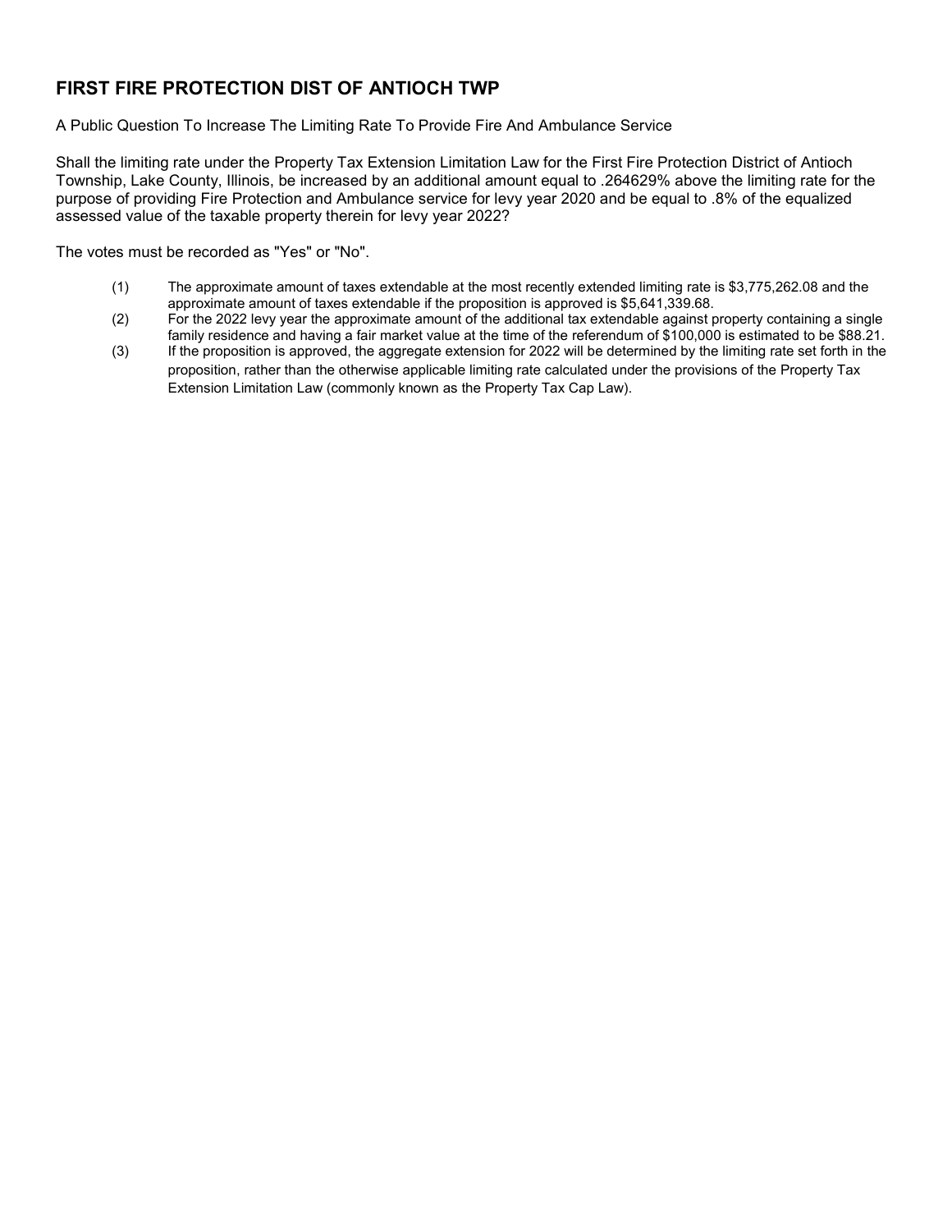## FIRST FIRE PROTECTION DIST OF ANTIOCH TWP

A Public Question To Increase The Limiting Rate To Provide Fire And Ambulance Service

Shall the limiting rate under the Property Tax Extension Limitation Law for the First Fire Protection District of Antioch Township, Lake County, Illinois, be increased by an additional amount equal to .264629% above the limiting rate for the purpose of providing Fire Protection and Ambulance service for levy year 2020 and be equal to .8% of the equalized assessed value of the taxable property therein for levy year 2022?

The votes must be recorded as "Yes" or "No".

(1) The approximate amount of taxes extendable at the most recently extended limiting rate is $3,775,262.08 and the approximate amount of taxes extendable if the proposition is approved is $5,641,339.68.

(2) For the 2022 levy year the approximate amount of the additional tax extendable against property containing a single family residence and having a fair market value at the time of the referendum of $100,000 is estimated to be $88.21.

(3) If the proposition is approved, the aggregate extension for 2022 will be determined by the limiting rate set forth in the proposition, rather than the otherwise applicable limiting rate calculated under the provisions of the Property Tax Extension Limitation Law (commonly known as the Property Tax Cap Law).